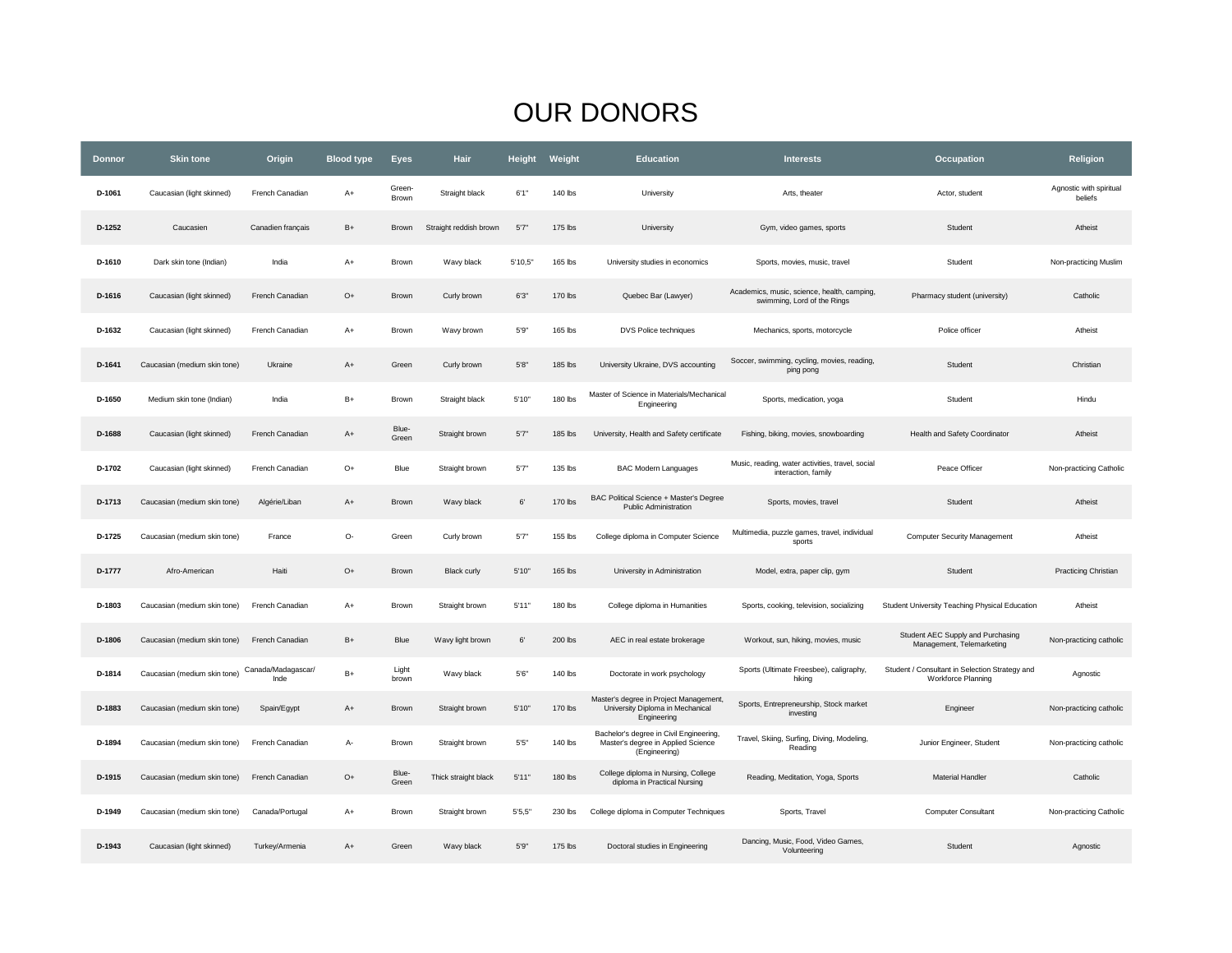# OUR DONORS

| Donnor | Skin tone | Origin | Blood type | Eyes | Hair | Height | Weight | Education | Interests | Occupation | Religion |
|---|---|---|---|---|---|---|---|---|---|---|---|
| D-1061 | Caucasian (light skinned) | French Canadian | A+ | Green-Brown | Straight black | 6'1'' | 140 lbs | University | Arts, theater | Actor, student | Agnostic with spiritual beliefs |
| D-1252 | Caucasien | Canadien français | B+ | Brown | Straight reddish brown | 5'7'' | 175 lbs | University | Gym, video games, sports | Student | Atheist |
| D-1610 | Dark skin tone (Indian) | India | A+ | Brown | Wavy black | 5'10,5'' | 165 lbs | University studies in economics | Sports, movies, music, travel | Student | Non-practicing Muslim |
| D-1616 | Caucasian (light skinned) | French Canadian | O+ | Brown | Curly brown | 6'3'' | 170 lbs | Quebec Bar (Lawyer) | Academics, music, science, health, camping, swimming, Lord of the Rings | Pharmacy student (university) | Catholic |
| D-1632 | Caucasian (light skinned) | French Canadian | A+ | Brown | Wavy brown | 5'9'' | 165 lbs | DVS Police techniques | Mechanics, sports, motorcycle | Police officer | Atheist |
| D-1641 | Caucasian (medium skin tone) | Ukraine | A+ | Green | Curly brown | 5'8'' | 185 lbs | University Ukraine, DVS accounting | Soccer, swimming, cycling, movies, reading, ping pong | Student | Christian |
| D-1650 | Medium skin tone (Indian) | India | B+ | Brown | Straight black | 5'10'' | 180 lbs | Master of Science in Materials/Mechanical Engineering | Sports, medication, yoga | Student | Hindu |
| D-1688 | Caucasian (light skinned) | French Canadian | A+ | Blue-Green | Straight brown | 5'7'' | 185 lbs | University, Health and Safety certificate | Fishing, biking, movies, snowboarding | Health and Safety Coordinator | Atheist |
| D-1702 | Caucasian (light skinned) | French Canadian | O+ | Blue | Straight brown | 5'7'' | 135 lbs | BAC Modern Languages | Music, reading, water activities, travel, social interaction, family | Peace Officer | Non-practicing Catholic |
| D-1713 | Caucasian (medium skin tone) | Algérie/Liban | A+ | Brown | Wavy black | 6' | 170 lbs | BAC Political Science + Master's Degree Public Administration | Sports, movies, travel | Student | Atheist |
| D-1725 | Caucasian (medium skin tone) | France | O- | Green | Curly brown | 5'7'' | 155 lbs | College diploma in Computer Science | Multimedia, puzzle games, travel, individual sports | Computer Security Management | Atheist |
| D-1777 | Afro-American | Haiti | O+ | Brown | Black curly | 5'10'' | 165 lbs | University in Administration | Model, extra, paper clip, gym | Student | Practicing Christian |
| D-1803 | Caucasian (medium skin tone) | French Canadian | A+ | Brown | Straight brown | 5'11'' | 180 lbs | College diploma in Humanities | Sports, cooking, television, socializing | Student University Teaching Physical Education | Atheist |
| D-1806 | Caucasian (medium skin tone) | French Canadian | B+ | Blue | Wavy light brown | 6' | 200 lbs | AEC in real estate brokerage | Workout, sun, hiking, movies, music | Student AEC Supply and Purchasing Management, Telemarketing | Non-practicing catholic |
| D-1814 | Caucasian (medium skin tone) | Canada/Madagascar/Inde | B+ | Light brown | Wavy black | 5'6'' | 140 lbs | Doctorate in work psychology | Sports (Ultimate Freesbee), caligraphy, hiking | Student / Consultant in Selection Strategy and Workforce Planning | Agnostic |
| D-1883 | Caucasian (medium skin tone) | Spain/Egypt | A+ | Brown | Straight brown | 5'10'' | 170 lbs | Master's degree in Project Management, University Diploma in Mechanical Engineering | Sports, Entrepreneurship, Stock market investing | Engineer | Non-practicing catholic |
| D-1894 | Caucasian (medium skin tone) | French Canadian | A- | Brown | Straight brown | 5'5'' | 140 lbs | Bachelor's degree in Civil Engineering, Master's degree in Applied Science (Engineering) | Travel, Skiing, Surfing, Diving, Modeling, Reading | Junior Engineer, Student | Non-practicing catholic |
| D-1915 | Caucasian (medium skin tone) | French Canadian | O+ | Blue-Green | Thick straight black | 5'11'' | 180 lbs | College diploma in Nursing, College diploma in Practical Nursing | Reading, Meditation, Yoga, Sports | Material Handler | Catholic |
| D-1949 | Caucasian (medium skin tone) | Canada/Portugal | A+ | Brown | Straight brown | 5'5,5'' | 230 lbs | College diploma in Computer Techniques | Sports, Travel | Computer Consultant | Non-practicing Catholic |
| D-1943 | Caucasian (light skinned) | Turkey/Armenia | A+ | Green | Wavy black | 5'9'' | 175 lbs | Doctoral studies in Engineering | Dancing, Music, Food, Video Games, Volunteering | Student | Agnostic |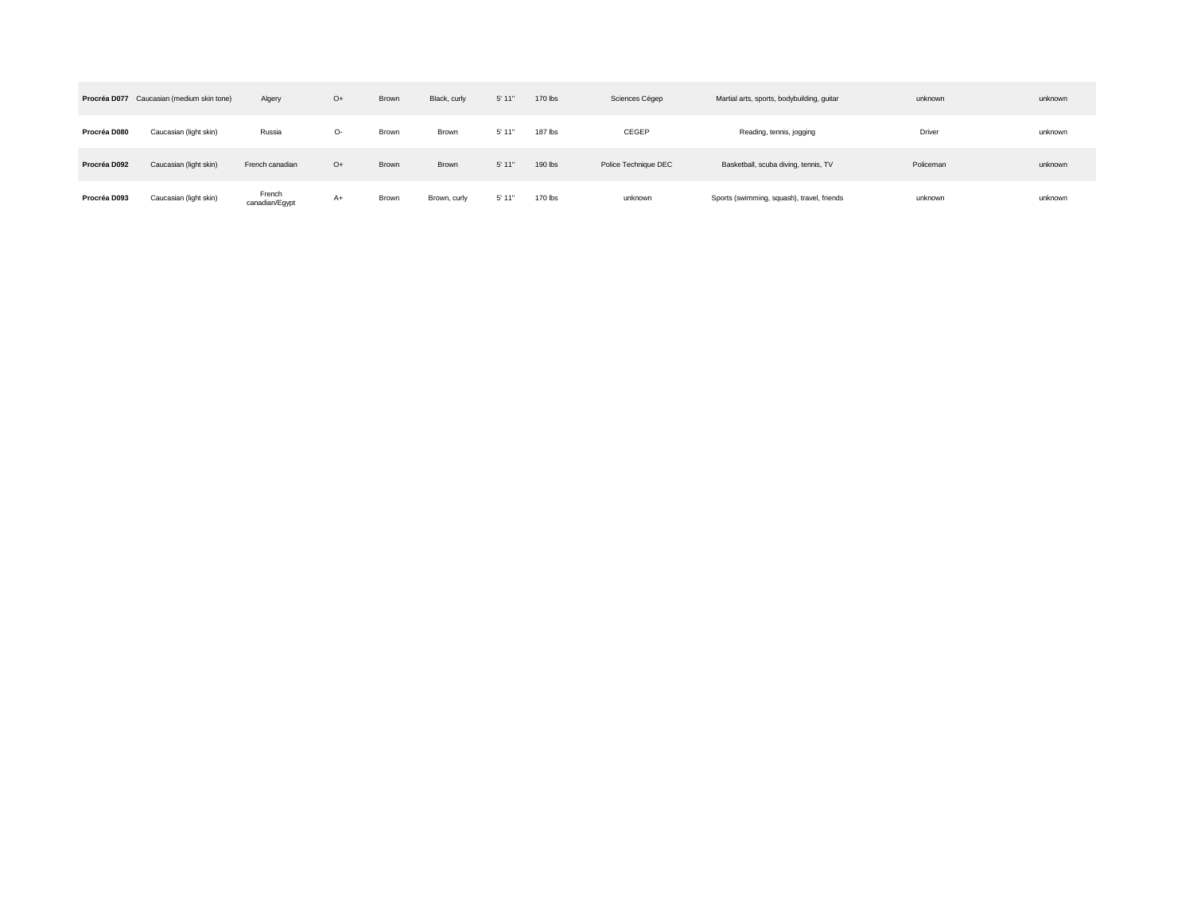| | | | | | | | | | | | |
|---|---|---|---|---|---|---|---|---|---|---|---|
| **Procréa D077** | Caucasian (medium skin tone) | Algery | O+ | Brown | Black, curly | 5' 11'' | 170 lbs | Sciences Cégep | Martial arts, sports, bodybuilding, guitar | unknown | unknown |
| **Procréa D080** | Caucasian (light skin) | Russia | O- | Brown | Brown | 5' 11'' | 187 lbs | CEGEP | Reading, tennis, jogging | Driver | unknown |
| **Procréa D092** | Caucasian (light skin) | French canadian | O+ | Brown | Brown | 5' 11'' | 190 lbs | Police Technique DEC | Basketball, scuba diving, tennis, TV | Policeman | unknown |
| **Procréa D093** | Caucasian (light skin) | French canadian/Egypt | A+ | Brown | Brown, curly | 5' 11'' | 170 lbs | unknown | Sports (swimming, squash), travel, friends | unknown | unknown |